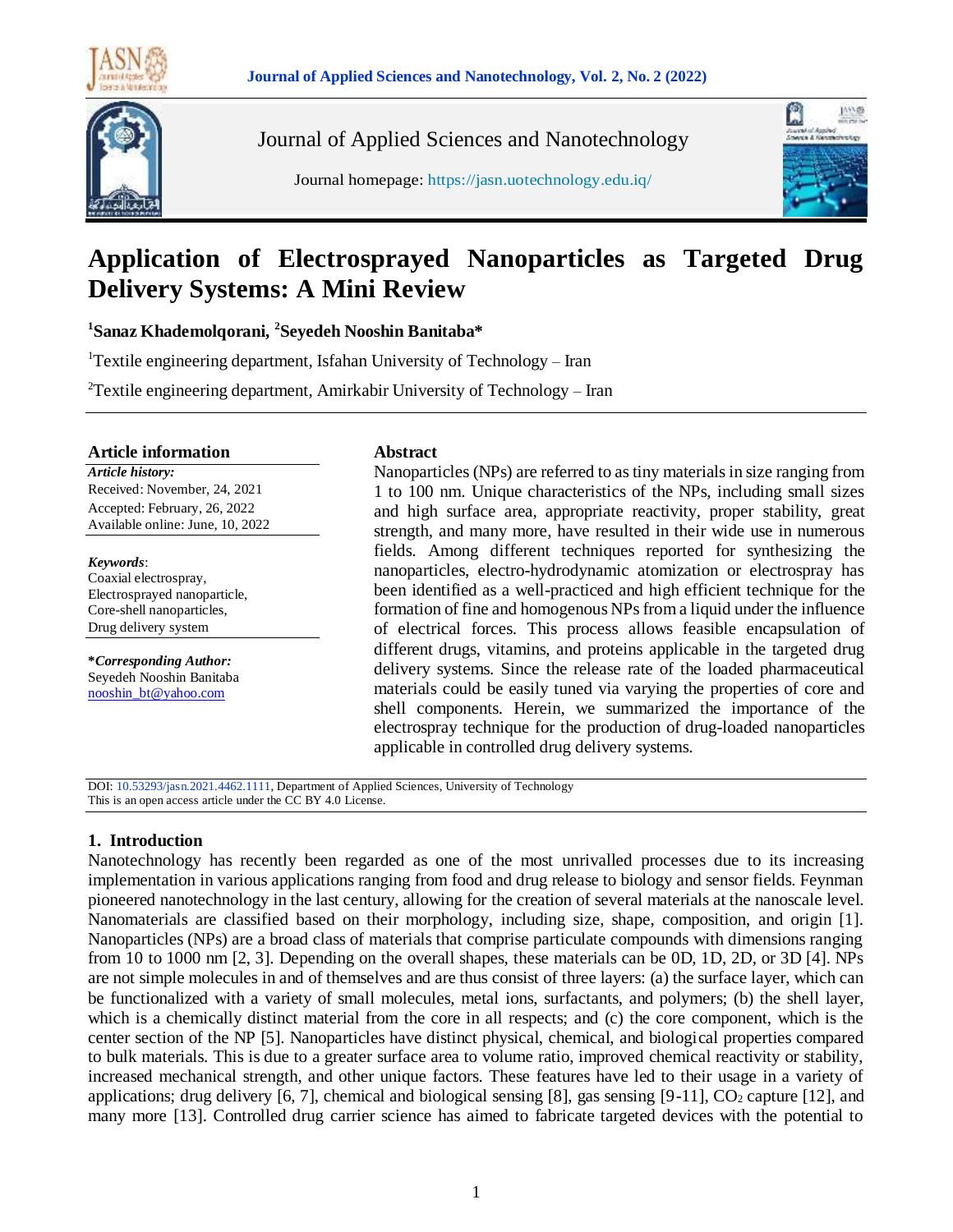# Application of Electrosprayed Nanoparticles as Targeted Drug Delivery Systems: A Mini Review

**[1]Sanaz Khademolqorani, [2]Seyedeh Nooshin Banitaba***

[1]Textile engineering department, Isfahan University of Technology – Iran

[2]Textile engineering department, Amirkabir University of Technology – Iran

## Article information

***Article history:***

Received: November, 24, 2021

Accepted: February, 26, 2022

Available online: June, 10, 2022

***Keywords*:**

Coaxial electrospray,

Electrosprayed nanoparticle,

Core-shell nanoparticles,

Drug delivery system

***Corresponding Author:***

Seyedeh Nooshin Banitaba

nooshin_bt@yahoo.com

## Abstract

Nanoparticles (NPs) are referred to as tiny materials in size ranging from 1 to 100 nm. Unique characteristics of the NPs, including small sizes and high surface area, appropriate reactivity, proper stability, great strength, and many more, have resulted in their wide use in numerous fields. Among different techniques reported for synthesizing the nanoparticles, electro-hydrodynamic atomization or electrospray has been identified as a well-practiced and high efficient technique for the formation of fine and homogenous NPs from a liquid under the influence of electrical forces. This process allows feasible encapsulation of different drugs, vitamins, and proteins applicable in the targeted drug delivery systems. Since the release rate of the loaded pharmaceutical materials could be easily tuned via varying the properties of core and shell components. Herein, we summarized the importance of the electrospray technique for the production of drug-loaded nanoparticles applicable in controlled drug delivery systems.

DOI: 10.53293/jasn.2021.4462.1111, Department of Applied Sciences, University of Technology

This is an open access article under the CC BY 4.0 License.

## 1. Introduction

Nanotechnology has recently been regarded as one of the most unrivalled processes due to its increasing implementation in various applications ranging from food and drug release to biology and sensor fields. Feynman pioneered nanotechnology in the last century, allowing for the creation of several materials at the nanoscale level. Nanomaterials are classified based on their morphology, including size, shape, composition, and origin [1]. Nanoparticles (NPs) are a broad class of materials that comprise particulate compounds with dimensions ranging from 10 to 1000 nm [2, 3]. Depending on the overall shapes, these materials can be 0D, 1D, 2D, or 3D [4]. NPs are not simple molecules in and of themselves and are thus consist of three layers: (a) the surface layer, which can be functionalized with a variety of small molecules, metal ions, surfactants, and polymers; (b) the shell layer, which is a chemically distinct material from the core in all respects; and (c) the core component, which is the center section of the NP [5]. Nanoparticles have distinct physical, chemical, and biological properties compared to bulk materials. This is due to a greater surface area to volume ratio, improved chemical reactivity or stability, increased mechanical strength, and other unique factors. These features have led to their usage in a variety of applications; drug delivery [6, 7], chemical and biological sensing [8], gas sensing [9-11], $CO_2$ capture [12], and many more [13]. Controlled drug carrier science has aimed to fabricate targeted devices with the potential to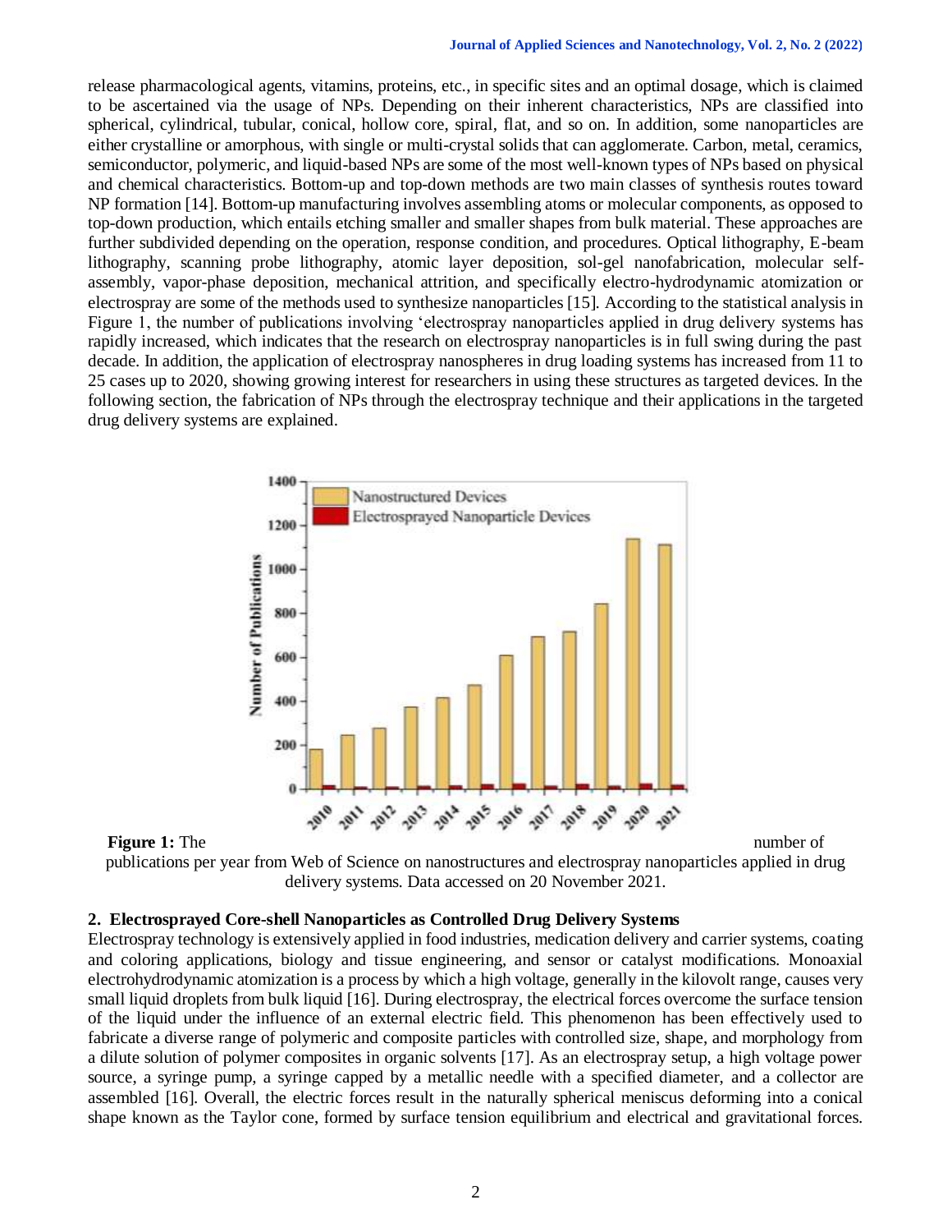release pharmacological agents, vitamins, proteins, etc., in specific sites and an optimal dosage, which is claimed to be ascertained via the usage of NPs. Depending on their inherent characteristics, NPs are classified into spherical, cylindrical, tubular, conical, hollow core, spiral, flat, and so on. In addition, some nanoparticles are either crystalline or amorphous, with single or multi-crystal solids that can agglomerate. Carbon, metal, ceramics, semiconductor, polymeric, and liquid-based NPs are some of the most well-known types of NPs based on physical and chemical characteristics. Bottom-up and top-down methods are two main classes of synthesis routes toward NP formation [14]. Bottom-up manufacturing involves assembling atoms or molecular components, as opposed to top-down production, which entails etching smaller and smaller shapes from bulk material. These approaches are further subdivided depending on the operation, response condition, and procedures. Optical lithography, E-beam lithography, scanning probe lithography, atomic layer deposition, sol-gel nanofabrication, molecular self-assembly, vapor-phase deposition, mechanical attrition, and specifically electro-hydrodynamic atomization or electrospray are some of the methods used to synthesize nanoparticles [15]. According to the statistical analysis in Figure 1, the number of publications involving 'electrospray nanoparticles applied in drug delivery systems has rapidly increased, which indicates that the research on electrospray nanoparticles is in full swing during the past decade. In addition, the application of electrospray nanospheres in drug loading systems has increased from 11 to 25 cases up to 2020, showing growing interest for researchers in using these structures as targeted devices. In the following section, the fabrication of NPs through the electrospray technique and their applications in the targeted drug delivery systems are explained.

**Figure 1:** The number of publications per year from Web of Science on nanostructures and electrospray nanoparticles applied in drug delivery systems. Data accessed on 20 November 2021.

## 2. Electrosprayed Core-shell Nanoparticles as Controlled Drug Delivery Systems

Electrospray technology is extensively applied in food industries, medication delivery and carrier systems, coating and coloring applications, biology and tissue engineering, and sensor or catalyst modifications. Monoaxial electrohydrodynamic atomization is a process by which a high voltage, generally in the kilovolt range, causes very small liquid droplets from bulk liquid [16]. During electrospray, the electrical forces overcome the surface tension of the liquid under the influence of an external electric field. This phenomenon has been effectively used to fabricate a diverse range of polymeric and composite particles with controlled size, shape, and morphology from a dilute solution of polymer composites in organic solvents [17]. As an electrospray setup, a high voltage power source, a syringe pump, a syringe capped by a metallic needle with a specified diameter, and a collector are assembled [16]. Overall, the electric forces result in the naturally spherical meniscus deforming into a conical shape known as the Taylor cone, formed by surface tension equilibrium and electrical and gravitational forces.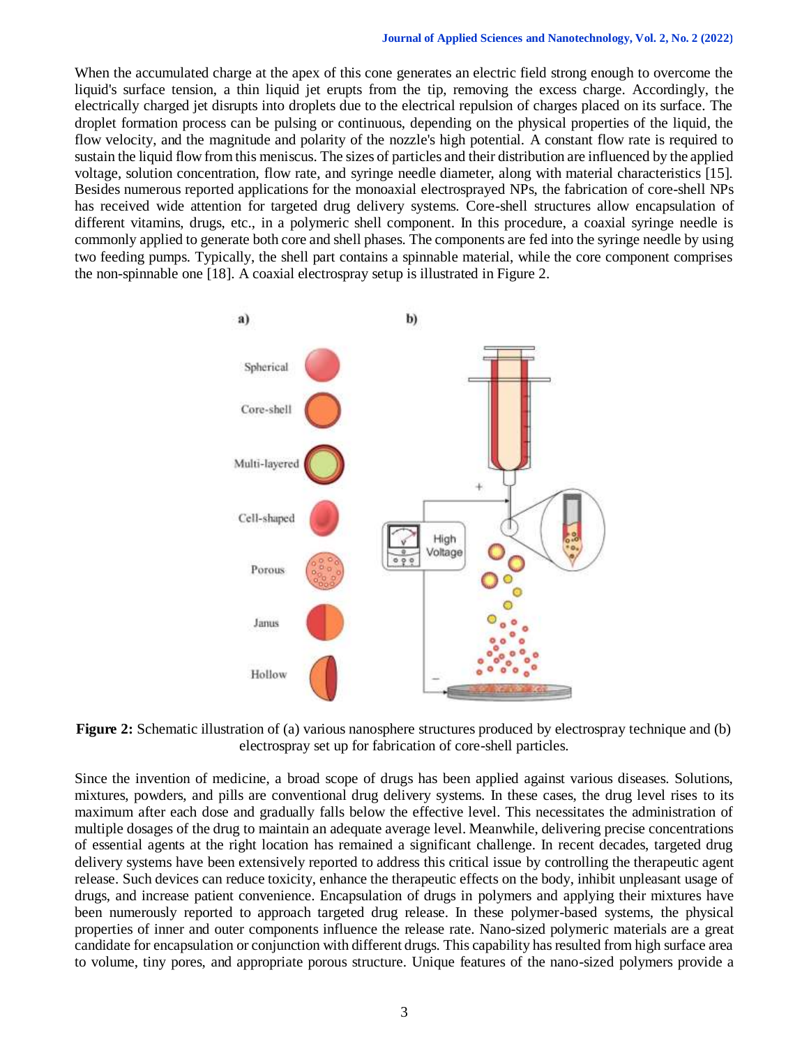When the accumulated charge at the apex of this cone generates an electric field strong enough to overcome the liquid's surface tension, a thin liquid jet erupts from the tip, removing the excess charge. Accordingly, the electrically charged jet disrupts into droplets due to the electrical repulsion of charges placed on its surface. The droplet formation process can be pulsing or continuous, depending on the physical properties of the liquid, the flow velocity, and the magnitude and polarity of the nozzle's high potential. A constant flow rate is required to sustain the liquid flow from this meniscus. The sizes of particles and their distribution are influenced by the applied voltage, solution concentration, flow rate, and syringe needle diameter, along with material characteristics [15]. Besides numerous reported applications for the monoaxial electrosprayed NPs, the fabrication of core-shell NPs has received wide attention for targeted drug delivery systems. Core-shell structures allow encapsulation of different vitamins, drugs, etc., in a polymeric shell component. In this procedure, a coaxial syringe needle is commonly applied to generate both core and shell phases. The components are fed into the syringe needle by using two feeding pumps. Typically, the shell part contains a spinnable material, while the core component comprises the non-spinnable one [18]. A coaxial electrospray setup is illustrated in Figure 2.

**Figure 2:** Schematic illustration of (a) various nanosphere structures produced by electrospray technique and (b) electrospray set up for fabrication of core-shell particles.

Since the invention of medicine, a broad scope of drugs has been applied against various diseases. Solutions, mixtures, powders, and pills are conventional drug delivery systems. In these cases, the drug level rises to its maximum after each dose and gradually falls below the effective level. This necessitates the administration of multiple dosages of the drug to maintain an adequate average level. Meanwhile, delivering precise concentrations of essential agents at the right location has remained a significant challenge. In recent decades, targeted drug delivery systems have been extensively reported to address this critical issue by controlling the therapeutic agent release. Such devices can reduce toxicity, enhance the therapeutic effects on the body, inhibit unpleasant usage of drugs, and increase patient convenience. Encapsulation of drugs in polymers and applying their mixtures have been numerously reported to approach targeted drug release. In these polymer-based systems, the physical properties of inner and outer components influence the release rate. Nano-sized polymeric materials are a great candidate for encapsulation or conjunction with different drugs. This capability has resulted from high surface area to volume, tiny pores, and appropriate porous structure. Unique features of the nano-sized polymers provide a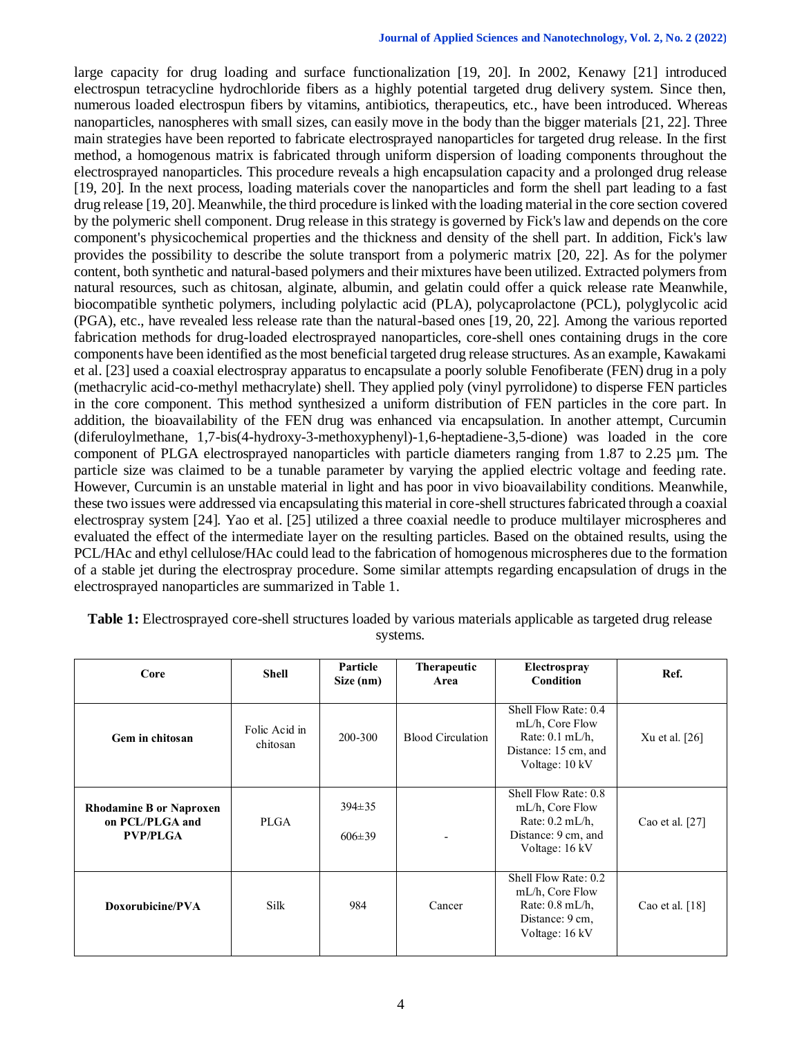large capacity for drug loading and surface functionalization [19, 20]. In 2002, Kenawy [21] introduced electrospun tetracycline hydrochloride fibers as a highly potential targeted drug delivery system. Since then, numerous loaded electrospun fibers by vitamins, antibiotics, therapeutics, etc., have been introduced. Whereas nanoparticles, nanospheres with small sizes, can easily move in the body than the bigger materials [21, 22]. Three main strategies have been reported to fabricate electrosprayed nanoparticles for targeted drug release. In the first method, a homogenous matrix is fabricated through uniform dispersion of loading components throughout the electrosprayed nanoparticles. This procedure reveals a high encapsulation capacity and a prolonged drug release [19, 20]. In the next process, loading materials cover the nanoparticles and form the shell part leading to a fast drug release [19, 20]. Meanwhile, the third procedure is linked with the loading material in the core section covered by the polymeric shell component. Drug release in this strategy is governed by Fick's law and depends on the core component's physicochemical properties and the thickness and density of the shell part. In addition, Fick's law provides the possibility to describe the solute transport from a polymeric matrix [20, 22]. As for the polymer content, both synthetic and natural-based polymers and their mixtures have been utilized. Extracted polymers from natural resources, such as chitosan, alginate, albumin, and gelatin could offer a quick release rate Meanwhile, biocompatible synthetic polymers, including polylactic acid (PLA), polycaprolactone (PCL), polyglycolic acid (PGA), etc., have revealed less release rate than the natural-based ones [19, 20, 22]. Among the various reported fabrication methods for drug-loaded electrosprayed nanoparticles, core-shell ones containing drugs in the core components have been identified as the most beneficial targeted drug release structures. As an example, Kawakami et al. [23] used a coaxial electrospray apparatus to encapsulate a poorly soluble Fenofiberate (FEN) drug in a poly (methacrylic acid-co-methyl methacrylate) shell. They applied poly (vinyl pyrrolidone) to disperse FEN particles in the core component. This method synthesized a uniform distribution of FEN particles in the core part. In addition, the bioavailability of the FEN drug was enhanced via encapsulation. In another attempt, Curcumin (diferuloylmethane, 1,7-bis(4-hydroxy-3-methoxyphenyl)-1,6-heptadiene-3,5-dione) was loaded in the core component of PLGA electrosprayed nanoparticles with particle diameters ranging from 1.87 to 2.25 µm. The particle size was claimed to be a tunable parameter by varying the applied electric voltage and feeding rate. However, Curcumin is an unstable material in light and has poor in vivo bioavailability conditions. Meanwhile, these two issues were addressed via encapsulating this material in core-shell structures fabricated through a coaxial electrospray system [24]. Yao et al. [25] utilized a three coaxial needle to produce multilayer microspheres and evaluated the effect of the intermediate layer on the resulting particles. Based on the obtained results, using the PCL/HAc and ethyl cellulose/HAc could lead to the fabrication of homogenous microspheres due to the formation of a stable jet during the electrospray procedure. Some similar attempts regarding encapsulation of drugs in the electrosprayed nanoparticles are summarized in Table 1.

**Table 1:** Electrosprayed core-shell structures loaded by various materials applicable as targeted drug release systems.

| Core | Shell | Particle Size (nm) | Therapeutic Area | Electrospray Condition | Ref. |
|---|---|---|---|---|---|
| **Gem in chitosan** | Folic Acid in chitosan | 200-300 | Blood Circulation | Shell Flow Rate: 0.4 mL/h, Core Flow Rate: 0.1 mL/h, Distance: 15 cm, and Voltage: 10 kV | Xu et al. [26] |
| **Rhodamine B or Naproxen on PCL/PLGA and PVP/PLGA** | PLGA | 394±35<br>606±39 | - | Shell Flow Rate: 0.8 mL/h, Core Flow Rate: 0.2 mL/h, Distance: 9 cm, and Voltage: 16 kV | Cao et al. [27] |
| **Doxorubicine/PVA** | Silk | 984 | Cancer | Shell Flow Rate: 0.2 mL/h, Core Flow Rate: 0.8 mL/h, Distance: 9 cm, Voltage: 16 kV | Cao et al. [18] |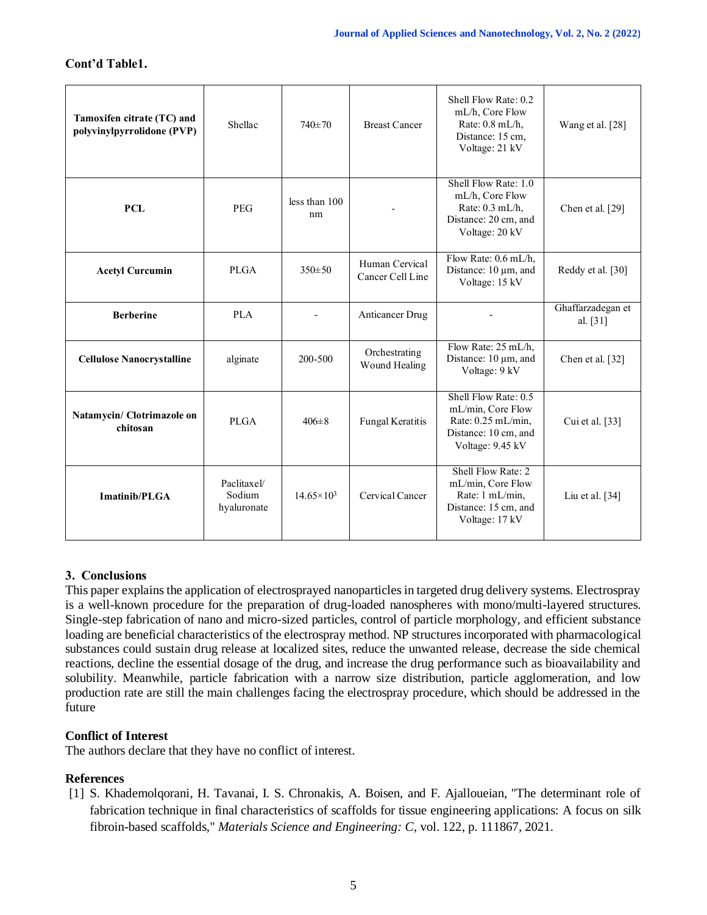**Cont'd Table1.**

| | | | | | |
|---|---|---|---|---|---|
| **Tamoxifen citrate (TC) and polyvinylpyrrolidone (PVP)** | Shellac | 740±70 | Breast Cancer | Shell Flow Rate: 0.2 mL/h, Core Flow Rate: 0.8 mL/h, Distance: 15 cm, Voltage: 21 kV | Wang et al. [28] |
| **PCL** | PEG | less than 100 nm | - | Shell Flow Rate: 1.0 mL/h, Core Flow Rate: 0.3 mL/h, Distance: 20 cm, and Voltage: 20 kV | Chen et al. [29] |
| **Acetyl Curcumin** | PLGA | 350±50 | Human Cervical Cancer Cell Line | Flow Rate: 0.6 mL/h, Distance: 10 µm, and Voltage: 15 kV | Reddy et al. [30] |
| **Berberine** | PLA | - | Anticancer Drug | - | Ghaffarzadegan et al. [31] |
| **Cellulose Nanocrystalline** | alginate | 200-500 | Orchestrating Wound Healing | Flow Rate: 25 mL/h, Distance: 10 µm, and Voltage: 9 kV | Chen et al. [32] |
| **Natamycin/ Clotrimazole on chitosan** | PLGA | 406±8 | Fungal Keratitis | Shell Flow Rate: 0.5 mL/min, Core Flow Rate: 0.25 mL/min, Distance: 10 cm, and Voltage: 9.45 kV | Cui et al. [33] |
| **Imatinib/PLGA** | Paclitaxel/ Sodium hyaluronate | $14.65\times10^3$ | Cervical Cancer | Shell Flow Rate: 2 mL/min, Core Flow Rate: 1 mL/min, Distance: 15 cm, and Voltage: 17 kV | Liu et al. [34] |

## 3. Conclusions

This paper explains the application of electrosprayed nanoparticles in targeted drug delivery systems. Electrospray is a well-known procedure for the preparation of drug-loaded nanospheres with mono/multi-layered structures. Single-step fabrication of nano and micro-sized particles, control of particle morphology, and efficient substance loading are beneficial characteristics of the electrospray method. NP structures incorporated with pharmacological substances could sustain drug release at localized sites, reduce the unwanted release, decrease the side chemical reactions, decline the essential dosage of the drug, and increase the drug performance such as bioavailability and solubility. Meanwhile, particle fabrication with a narrow size distribution, particle agglomeration, and low production rate are still the main challenges facing the electrospray procedure, which should be addressed in the future

## Conflict of Interest

The authors declare that they have no conflict of interest.

## References

[1] S. Khademolqorani, H. Tavanai, I. S. Chronakis, A. Boisen, and F. Ajalloueian, "The determinant role of fabrication technique in final characteristics of scaffolds for tissue engineering applications: A focus on silk fibroin-based scaffolds," *Materials Science and Engineering: C*, vol. 122, p. 111867, 2021.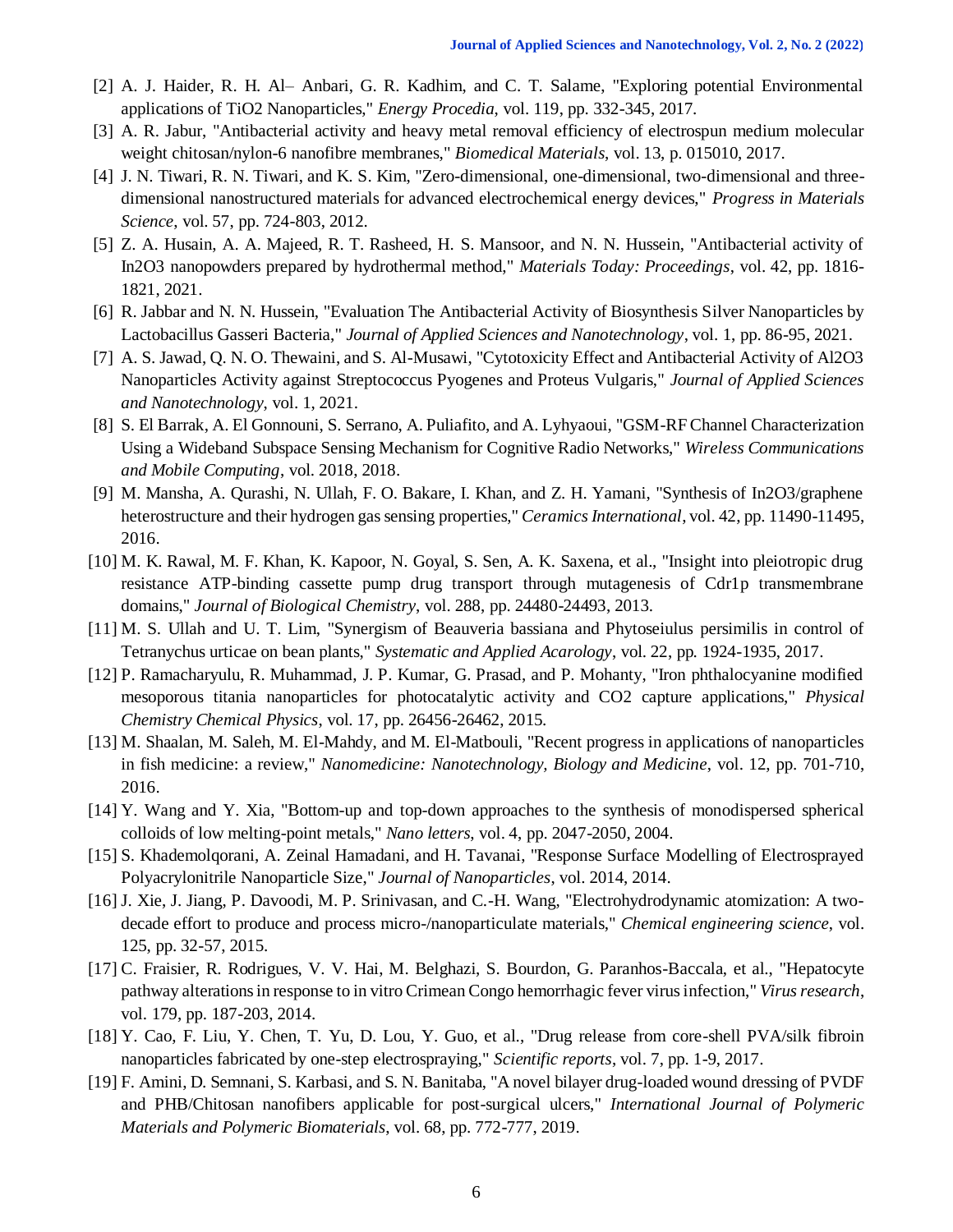[2] A. J. Haider, R. H. Al– Anbari, G. R. Kadhim, and C. T. Salame, "Exploring potential Environmental applications of $TiO_2$ Nanoparticles," *Energy Procedia*, vol. 119, pp. 332-345, 2017.

[3] A. R. Jabur, "Antibacterial activity and heavy metal removal efficiency of electrospun medium molecular weight chitosan/nylon-6 nanofibre membranes," *Biomedical Materials*, vol. 13, p. 015010, 2017.

[4] J. N. Tiwari, R. N. Tiwari, and K. S. Kim, "Zero-dimensional, one-dimensional, two-dimensional and three-dimensional nanostructured materials for advanced electrochemical energy devices," *Progress in Materials Science*, vol. 57, pp. 724-803, 2012.

[5] Z. A. Husain, A. A. Majeed, R. T. Rasheed, H. S. Mansoor, and N. N. Hussein, "Antibacterial activity of $In_2O_3$ nanopowders prepared by hydrothermal method," *Materials Today: Proceedings*, vol. 42, pp. 1816-1821, 2021.

[6] R. Jabbar and N. N. Hussein, "Evaluation The Antibacterial Activity of Biosynthesis Silver Nanoparticles by Lactobacillus Gasseri Bacteria," *Journal of Applied Sciences and Nanotechnology*, vol. 1, pp. 86-95, 2021.

[7] A. S. Jawad, Q. N. O. Thewaini, and S. Al-Musawi, "Cytotoxicity Effect and Antibacterial Activity of $Al_2O_3$ Nanoparticles Activity against Streptococcus Pyogenes and Proteus Vulgaris," *Journal of Applied Sciences and Nanotechnology*, vol. 1, 2021.

[8] S. El Barrak, A. El Gonnouni, S. Serrano, A. Puliafito, and A. Lyhyaoui, "GSM-RF Channel Characterization Using a Wideband Subspace Sensing Mechanism for Cognitive Radio Networks," *Wireless Communications and Mobile Computing*, vol. 2018, 2018.

[9] M. Mansha, A. Qurashi, N. Ullah, F. O. Bakare, I. Khan, and Z. H. Yamani, "Synthesis of $In_2O_3$/graphene heterostructure and their hydrogen gas sensing properties," *Ceramics International*, vol. 42, pp. 11490-11495, 2016.

[10] M. K. Rawal, M. F. Khan, K. Kapoor, N. Goyal, S. Sen, A. K. Saxena, et al., "Insight into pleiotropic drug resistance ATP-binding cassette pump drug transport through mutagenesis of Cdr1p transmembrane domains," *Journal of Biological Chemistry*, vol. 288, pp. 24480-24493, 2013.

[11] M. S. Ullah and U. T. Lim, "Synergism of Beauveria bassiana and Phytoseiulus persimilis in control of Tetranychus urticae on bean plants," *Systematic and Applied Acarology*, vol. 22, pp. 1924-1935, 2017.

[12] P. Ramacharyulu, R. Muhammad, J. P. Kumar, G. Prasad, and P. Mohanty, "Iron phthalocyanine modified mesoporous titania nanoparticles for photocatalytic activity and $CO_2$ capture applications," *Physical Chemistry Chemical Physics*, vol. 17, pp. 26456-26462, 2015.

[13] M. Shaalan, M. Saleh, M. El-Mahdy, and M. El-Matbouli, "Recent progress in applications of nanoparticles in fish medicine: a review," *Nanomedicine: Nanotechnology, Biology and Medicine*, vol. 12, pp. 701-710, 2016.

[14] Y. Wang and Y. Xia, "Bottom-up and top-down approaches to the synthesis of monodispersed spherical colloids of low melting-point metals," *Nano letters*, vol. 4, pp. 2047-2050, 2004.

[15] S. Khademolqorani, A. Zeinal Hamadani, and H. Tavanai, "Response Surface Modelling of Electrosprayed Polyacrylonitrile Nanoparticle Size," *Journal of Nanoparticles*, vol. 2014, 2014.

[16] J. Xie, J. Jiang, P. Davoodi, M. P. Srinivasan, and C.-H. Wang, "Electrohydrodynamic atomization: A two-decade effort to produce and process micro-/nanoparticulate materials," *Chemical engineering science*, vol. 125, pp. 32-57, 2015.

[17] C. Fraisier, R. Rodrigues, V. V. Hai, M. Belghazi, S. Bourdon, G. Paranhos-Baccala, et al., "Hepatocyte pathway alterations in response to in vitro Crimean Congo hemorrhagic fever virus infection," *Virus research*, vol. 179, pp. 187-203, 2014.

[18] Y. Cao, F. Liu, Y. Chen, T. Yu, D. Lou, Y. Guo, et al., "Drug release from core-shell PVA/silk fibroin nanoparticles fabricated by one-step electrospraying," *Scientific reports*, vol. 7, pp. 1-9, 2017.

[19] F. Amini, D. Semnani, S. Karbasi, and S. N. Banitaba, "A novel bilayer drug-loaded wound dressing of PVDF and PHB/Chitosan nanofibers applicable for post-surgical ulcers," *International Journal of Polymeric Materials and Polymeric Biomaterials*, vol. 68, pp. 772-777, 2019.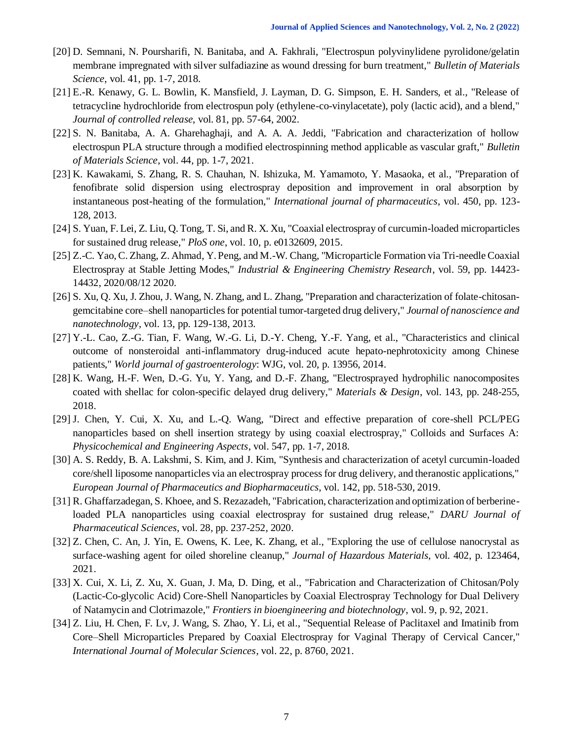[20] D. Semnani, N. Poursharifi, N. Banitaba, and A. Fakhrali, "Electrospun polyvinylidene pyrolidone/gelatin membrane impregnated with silver sulfadiazine as wound dressing for burn treatment," *Bulletin of Materials Science*, vol. 41, pp. 1-7, 2018.

[21] E.-R. Kenawy, G. L. Bowlin, K. Mansfield, J. Layman, D. G. Simpson, E. H. Sanders, et al., "Release of tetracycline hydrochloride from electrospun poly (ethylene-co-vinylacetate), poly (lactic acid), and a blend," *Journal of controlled release*, vol. 81, pp. 57-64, 2002.

[22] S. N. Banitaba, A. A. Gharehaghaji, and A. A. A. Jeddi, "Fabrication and characterization of hollow electrospun PLA structure through a modified electrospinning method applicable as vascular graft," *Bulletin of Materials Science*, vol. 44, pp. 1-7, 2021.

[23] K. Kawakami, S. Zhang, R. S. Chauhan, N. Ishizuka, M. Yamamoto, Y. Masaoka, et al., "Preparation of fenofibrate solid dispersion using electrospray deposition and improvement in oral absorption by instantaneous post-heating of the formulation," *International journal of pharmaceutics*, vol. 450, pp. 123-128, 2013.

[24] S. Yuan, F. Lei, Z. Liu, Q. Tong, T. Si, and R. X. Xu, "Coaxial electrospray of curcumin-loaded microparticles for sustained drug release," *PloS one*, vol. 10, p. e0132609, 2015.

[25] Z.-C. Yao, C. Zhang, Z. Ahmad, Y. Peng, and M.-W. Chang, "Microparticle Formation via Tri-needle Coaxial Electrospray at Stable Jetting Modes," *Industrial & Engineering Chemistry Research*, vol. 59, pp. 14423-14432, 2020/08/12 2020.

[26] S. Xu, Q. Xu, J. Zhou, J. Wang, N. Zhang, and L. Zhang, "Preparation and characterization of folate-chitosan-gemcitabine core–shell nanoparticles for potential tumor-targeted drug delivery," *Journal of nanoscience and nanotechnology*, vol. 13, pp. 129-138, 2013.

[27] Y.-L. Cao, Z.-G. Tian, F. Wang, W.-G. Li, D.-Y. Cheng, Y.-F. Yang, et al., "Characteristics and clinical outcome of nonsteroidal anti-inflammatory drug-induced acute hepato-nephrotoxicity among Chinese patients," *World journal of gastroenterology*: WJG, vol. 20, p. 13956, 2014.

[28] K. Wang, H.-F. Wen, D.-G. Yu, Y. Yang, and D.-F. Zhang, "Electrosprayed hydrophilic nanocomposites coated with shellac for colon-specific delayed drug delivery," *Materials & Design*, vol. 143, pp. 248-255, 2018.

[29] J. Chen, Y. Cui, X. Xu, and L.-Q. Wang, "Direct and effective preparation of core-shell PCL/PEG nanoparticles based on shell insertion strategy by using coaxial electrospray," Colloids and Surfaces A: *Physicochemical and Engineering Aspects*, vol. 547, pp. 1-7, 2018.

[30] A. S. Reddy, B. A. Lakshmi, S. Kim, and J. Kim, "Synthesis and characterization of acetyl curcumin-loaded core/shell liposome nanoparticles via an electrospray process for drug delivery, and theranostic applications," *European Journal of Pharmaceutics and Biopharmaceutics*, vol. 142, pp. 518-530, 2019.

[31] R. Ghaffarzadegan, S. Khoee, and S. Rezazadeh, "Fabrication, characterization and optimization of berberine-loaded PLA nanoparticles using coaxial electrospray for sustained drug release," *DARU Journal of Pharmaceutical Sciences*, vol. 28, pp. 237-252, 2020.

[32] Z. Chen, C. An, J. Yin, E. Owens, K. Lee, K. Zhang, et al., "Exploring the use of cellulose nanocrystal as surface-washing agent for oiled shoreline cleanup," *Journal of Hazardous Materials*, vol. 402, p. 123464, 2021.

[33] X. Cui, X. Li, Z. Xu, X. Guan, J. Ma, D. Ding, et al., "Fabrication and Characterization of Chitosan/Poly (Lactic-Co-glycolic Acid) Core-Shell Nanoparticles by Coaxial Electrospray Technology for Dual Delivery of Natamycin and Clotrimazole," *Frontiers in bioengineering and biotechnology*, vol. 9, p. 92, 2021.

[34] Z. Liu, H. Chen, F. Lv, J. Wang, S. Zhao, Y. Li, et al., "Sequential Release of Paclitaxel and Imatinib from Core–Shell Microparticles Prepared by Coaxial Electrospray for Vaginal Therapy of Cervical Cancer," *International Journal of Molecular Sciences*, vol. 22, p. 8760, 2021.